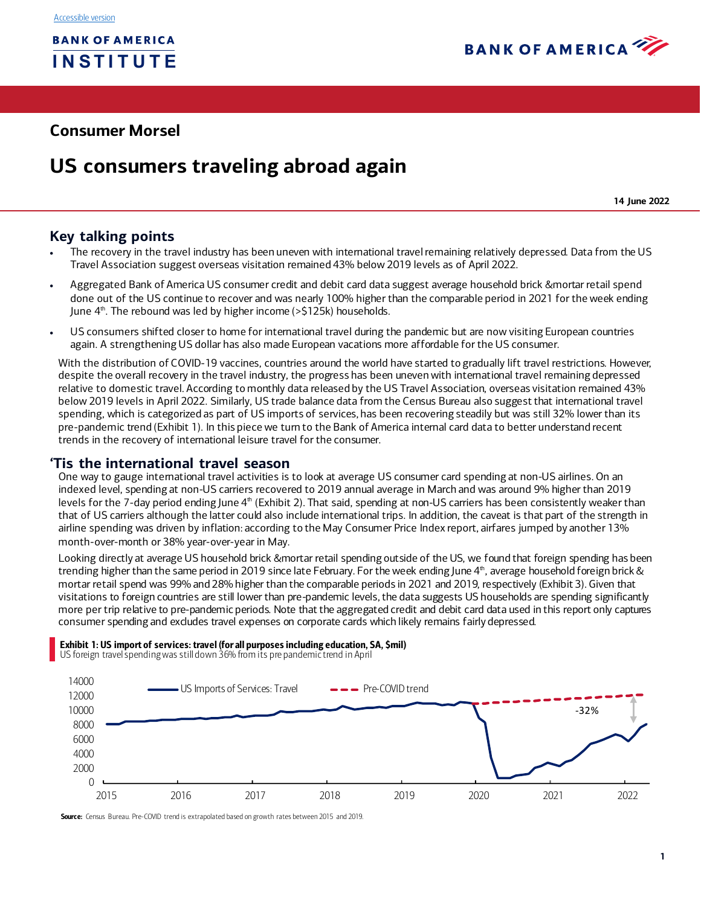Accessible version

BANK OF AMERICA INSTITUTE

BANK OF AMERICA

## Consumer Morsel

# US consumers traveling abroad again

**14 June 2022**

## Key talking points

- The recovery in the travel industry has been uneven with international travel remaining relatively depressed. Data from the US Travel Association suggest overseas visitation remained 43% below 2019 levels as of April 2022.
- Aggregated Bank of America US consumer credit and debit card data suggest average household brick &mortar retail spend done out of the US continue to recover and was nearly 100% higher than the comparable period in 2021 for the week ending June 4th. The rebound was led by higher income (>$125k) households.
- US consumers shifted closer to home for international travel during the pandemic but are now visiting European countries again. A strengthening US dollar has also made European vacations more affordable for the US consumer.

With the distribution of COVID-19 vaccines, countries around the world have started to gradually lift travel restrictions. However, despite the overall recovery in the travel industry, the progress has been uneven with international travel remaining depressed relative to domestic travel. According to monthly data released by the US Travel Association, overseas visitation remained 43% below 2019 levels in April 2022. Similarly, US trade balance data from the Census Bureau also suggest that international travel spending, which is categorized as part of US imports of services, has been recovering steadily but was still 32% lower than its pre-pandemic trend (Exhibit 1). In this piece we turn to the Bank of America internal card data to better understand recent trends in the recovery of international leisure travel for the consumer.

## 'Tis the international travel season

One way to gauge international travel activities is to look at average US consumer card spending at non-US airlines. On an indexed level, spending at non-US carriers recovered to 2019 annual average in March and was around 9% higher than 2019 levels for the 7-day period ending June 4th (Exhibit 2). That said, spending at non-US carriers has been consistently weaker than that of US carriers although the latter could also include international trips. In addition, the caveat is that part of the strength in airline spending was driven by inflation: according to the May Consumer Price Index report, airfares jumped by another 13% month-over-month or 38% year-over-year in May.

Looking directly at average US household brick &mortar retail spending outside of the US, we found that foreign spending has been trending higher than the same period in 2019 since late February. For the week ending June 4th, average household foreign brick & mortar retail spend was 99% and 28% higher than the comparable periods in 2021 and 2019, respectively (Exhibit 3). Given that visitations to foreign countries are still lower than pre-pandemic levels, the data suggests US households are spending significantly more per trip relative to pre-pandemic periods. Note that the aggregated credit and debit card data used in this report only captures consumer spending and excludes travel expenses on corporate cards which likely remains fairly depressed.

**Exhibit 1: US import of services: travel (for all purposes including education, SA, $mil)**

US foreign travel spending was still down 36% from its pre pandemic trend in April

**Source:** Census Bureau. Pre-COVID trend is extrapolated based on growth rates between 2015 and 2019.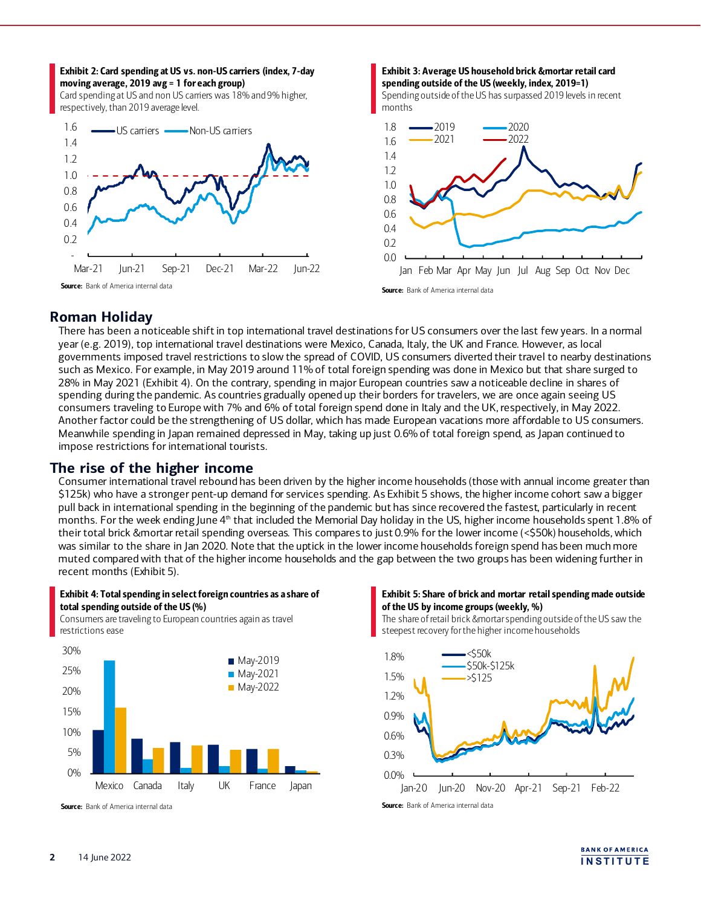**Exhibit 2: Card spending at US vs. non-US carriers (index, 7-day moving average, 2019 avg = 1 for each group)**

Card spending at US and non US carriers was 18% and 9% higher, respectively, than 2019 average level.

**Source:** Bank of America internal data

**Exhibit 3: Average US household brick &mortar retail card spending outside of the US (weekly, index, 2019=1)**

Spending outside of the US has surpassed 2019 levels in recent months

**Source:** Bank of America internal data

## Roman Holiday

There has been a noticeable shift in top international travel destinations for US consumers over the last few years. In a normal year (e.g. 2019), top international travel destinations were Mexico, Canada, Italy, the UK and France. However, as local governments imposed travel restrictions to slow the spread of COVID, US consumers diverted their travel to nearby destinations such as Mexico. For example, in May 2019 around 11% of total foreign spending was done in Mexico but that share surged to 28% in May 2021 (Exhibit 4). On the contrary, spending in major European countries saw a noticeable decline in shares of spending during the pandemic. As countries gradually opened up their borders for travelers, we are once again seeing US consumers traveling to Europe with 7% and 6% of total foreign spend done in Italy and the UK, respectively, in May 2022. Another factor could be the strengthening of US dollar, which has made European vacations more affordable to US consumers. Meanwhile spending in Japan remained depressed in May, taking up just 0.6% of total foreign spend, as Japan continued to impose restrictions for international tourists.

## The rise of the higher income

Consumer international travel rebound has been driven by the higher income households (those with annual income greater than $125k) who have a stronger pent-up demand for services spending. As Exhibit 5 shows, the higher income cohort saw a bigger pull back in international spending in the beginning of the pandemic but has since recovered the fastest, particularly in recent months. For the week ending June 4th that included the Memorial Day holiday in the US, higher income households spent 1.8% of their total brick &mortar retail spending overseas. This compares to just 0.9% for the lower income (<$50k) households, which was similar to the share in Jan 2020. Note that the uptick in the lower income households foreign spend has been much more muted compared with that of the higher income households and the gap between the two groups has been widening further in recent months (Exhibit 5).

**Exhibit 4: Total spending in select foreign countries as a share of total spending outside of the US (%)**

Consumers are traveling to European countries again as travel restrictions ease

**Source:** Bank of America internal data

**Exhibit 5: Share of brick and mortar retail spending made outside of the US by income groups (weekly, %)**

The share of retail brick &mortar spending outside of the US saw the steepest recovery for the higher income households

**Source:** Bank of America internal data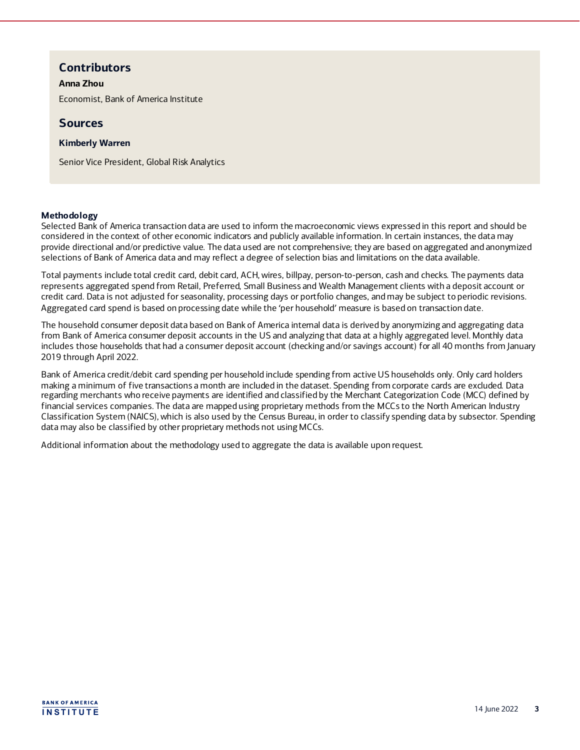## Contributors

**Anna Zhou**

Economist, Bank of America Institute

## Sources

**Kimberly Warren**

Senior Vice President, Global Risk Analytics

**Methodology**

Selected Bank of America transaction data are used to inform the macroeconomic views expressed in this report and should be considered in the context of other economic indicators and publicly available information. In certain instances, the data may provide directional and/or predictive value. The data used are not comprehensive; they are based on aggregated and anonymized selections of Bank of America data and may reflect a degree of selection bias and limitations on the data available.

Total payments include total credit card, debit card, ACH, wires, billpay, person-to-person, cash and checks. The payments data represents aggregated spend from Retail, Preferred, Small Business and Wealth Management clients with a deposit account or credit card. Data is not adjusted for seasonality, processing days or portfolio changes, and may be subject to periodic revisions. Aggregated card spend is based on processing date while the 'per household' measure is based on transaction date.

The household consumer deposit data based on Bank of America internal data is derived by anonymizing and aggregating data from Bank of America consumer deposit accounts in the US and analyzing that data at a highly aggregated level. Monthly data includes those households that had a consumer deposit account (checking and/or savings account) for all 40 months from January 2019 through April 2022.

Bank of America credit/debit card spending per household include spending from active US households only. Only card holders making a minimum of five transactions a month are included in the dataset. Spending from corporate cards are excluded. Data regarding merchants who receive payments are identified and classified by the Merchant Categorization Code (MCC) defined by financial services companies. The data are mapped using proprietary methods from the MCCs to the North American Industry Classification System (NAICS), which is also used by the Census Bureau, in order to classify spending data by subsector. Spending data may also be classified by other proprietary methods not using MCCs.

Additional information about the methodology used to aggregate the data is available upon request.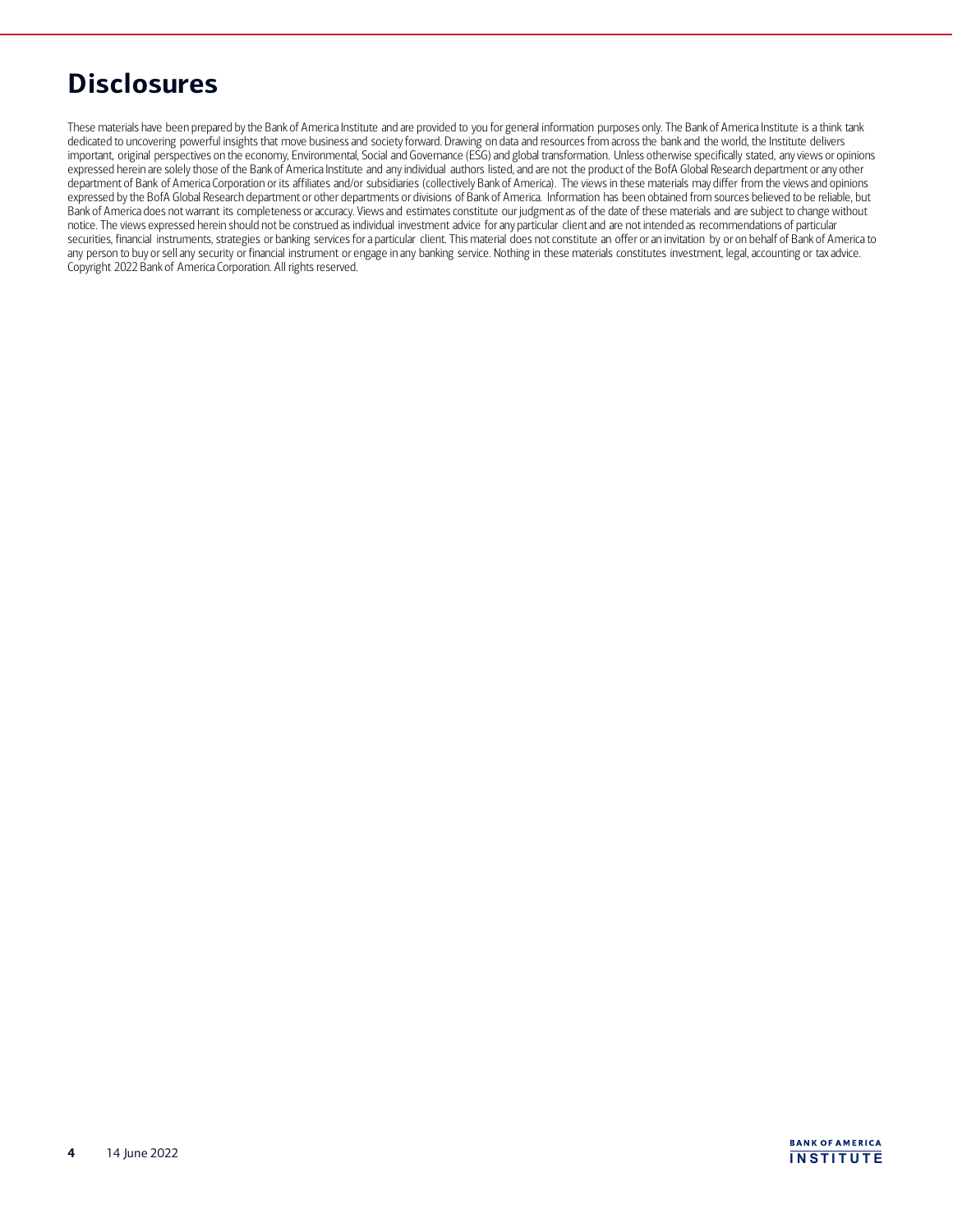# Disclosures

These materials have been prepared by the Bank of America Institute and are provided to you for general information purposes only. The Bank of America Institute is a think tank dedicated to uncovering powerful insights that move business and society forward. Drawing on data and resources from across the bank and the world, the Institute delivers important, original perspectives on the economy, Environmental, Social and Governance (ESG) and global transformation. Unless otherwise specifically stated, any views or opinions expressed herein are solely those of the Bank of America Institute and any individual authors listed, and are not the product of the BofA Global Research department or any other department of Bank of America Corporation or its affiliates and/or subsidiaries (collectively Bank of America). The views in these materials may differ from the views and opinions expressed by the BofA Global Research department or other departments or divisions of Bank of America. Information has been obtained from sources believed to be reliable, but Bank of America does not warrant its completeness or accuracy. Views and estimates constitute our judgment as of the date of these materials and are subject to change without notice. The views expressed herein should not be construed as individual investment advice for any particular client and are not intended as recommendations of particular securities, financial instruments, strategies or banking services for a particular client. This material does not constitute an offer or an invitation by or on behalf of Bank of America to any person to buy or sell any security or financial instrument or engage in any banking service. Nothing in these materials constitutes investment, legal, accounting or tax advice. Copyright 2022 Bank of America Corporation. All rights reserved.